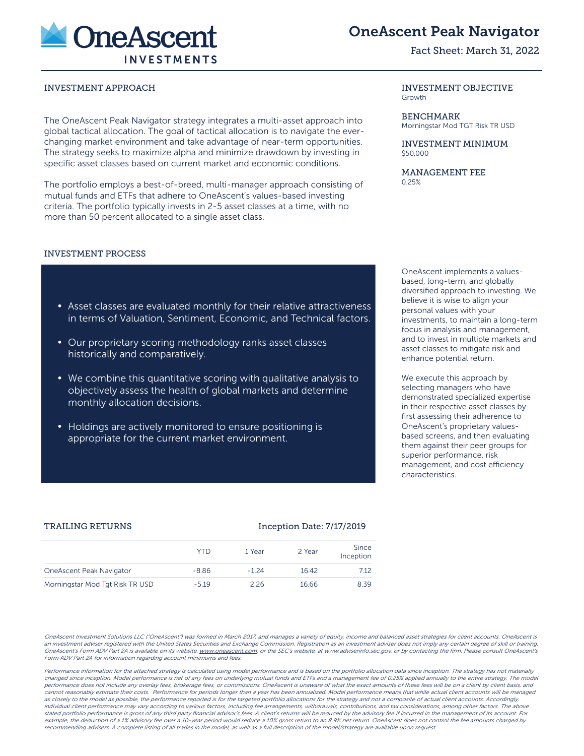# OneAscent Peak Navigator

Fact Sheet: March 31, 2022

## INVESTMENT APPROACH

The OneAscent Peak Navigator strategy integrates a multi-asset approach into global tactical allocation. The goal of tactical allocation is to navigate the ever-changing market environment and take advantage of near-term opportunities. The strategy seeks to maximize alpha and minimize drawdown by investing in specific asset classes based on current market and economic conditions.

The portfolio employs a best-of-breed, multi-manager approach consisting of mutual funds and ETFs that adhere to OneAscent's values-based investing criteria. The portfolio typically invests in 2-5 asset classes at a time, with no more than 50 percent allocated to a single asset class.

**INVESTMENT OBJECTIVE**
Growth

**BENCHMARK**
Morningstar Mod TGT Risk TR USD

**INVESTMENT MINIMUM**
$50,000

**MANAGEMENT FEE**
0.25%

## INVESTMENT PROCESS

- Asset classes are evaluated monthly for their relative attractiveness in terms of Valuation, Sentiment, Economic, and Technical factors.
- Our proprietary scoring methodology ranks asset classes historically and comparatively.
- We combine this quantitative scoring with qualitative analysis to objectively assess the health of global markets and determine monthly allocation decisions.
- Holdings are actively monitored to ensure positioning is appropriate for the current market environment.

OneAscent implements a values-based, long-term, and globally diversified approach to investing. We believe it is wise to align your personal values with your investments, to maintain a long-term focus in analysis and management, and to invest in multiple markets and asset classes to mitigate risk and enhance potential return.

We execute this approach by selecting managers who have demonstrated specialized expertise in their respective asset classes by first assessing their adherence to OneAscent's proprietary values-based screens, and then evaluating them against their peer groups for superior performance, risk management, and cost efficiency characteristics.

## TRAILING RETURNS

Inception Date: 7/17/2019

| | YTD | 1 Year | 2 Year | Since Inception |
|---|---|---|---|---|
| OneAscent Peak Navigator | -8.86 | -1.24 | 16.42 | 7.12 |
| Morningstar Mod Tgt Risk TR USD | -5.19 | 2.26 | 16.66 | 8.39 |

*OneAscent Investment Solutions LLC ("OneAscent") was formed in March 2017, and manages a variety of equity, income and balanced asset strategies for client accounts. OneAscent is an investment adviser registered with the United States Securities and Exchange Commission. Registration as an investment adviser does not imply any certain degree of skill or training. OneAscent's Form ADV Part 2A is available on its website, www.oneascent.com, or the SEC's website, at www.adviserinfo.sec.gov, or by contacting the firm. Please consult OneAscent's Form ADV Part 2A for information regarding account minimums and fees.*

*Performance information for the attached strategy is calculated using model performance and is based on the portfolio allocation data since inception. The strategy has not materially changed since inception. Model performance is net of any fees on underlying mutual funds and ETFs and a management fee of 0.25% applied annually to the entire strategy. The model performance does not include any overlay fees, brokerage fees, or commissions. OneAscent is unaware of what the exact amounts of these fees will be on a client by client basis, and cannot reasonably estimate their costs. Performance for periods longer than a year has been annualized. Model performance means that while actual client accounts will be managed as closely to the model as possible, the performance reported is for the targeted portfolio allocations for the strategy and not a composite of actual client accounts. Accordingly, individual client performance may vary according to various factors, including fee arrangements, withdrawals, contributions, and tax considerations, among other factors. The above stated portfolio performance is gross of any third party financial advisor's fees. A client's returns will be reduced by the advisory fee if incurred in the management of its account. For example, the deduction of a 1% advisory fee over a 10-year period would reduce a 10% gross return to an 8.9% net return. OneAscent does not control the fee amounts charged by recommending advisers. A complete listing of all trades in the model, as well as a full description of the model/strategy are available upon request.*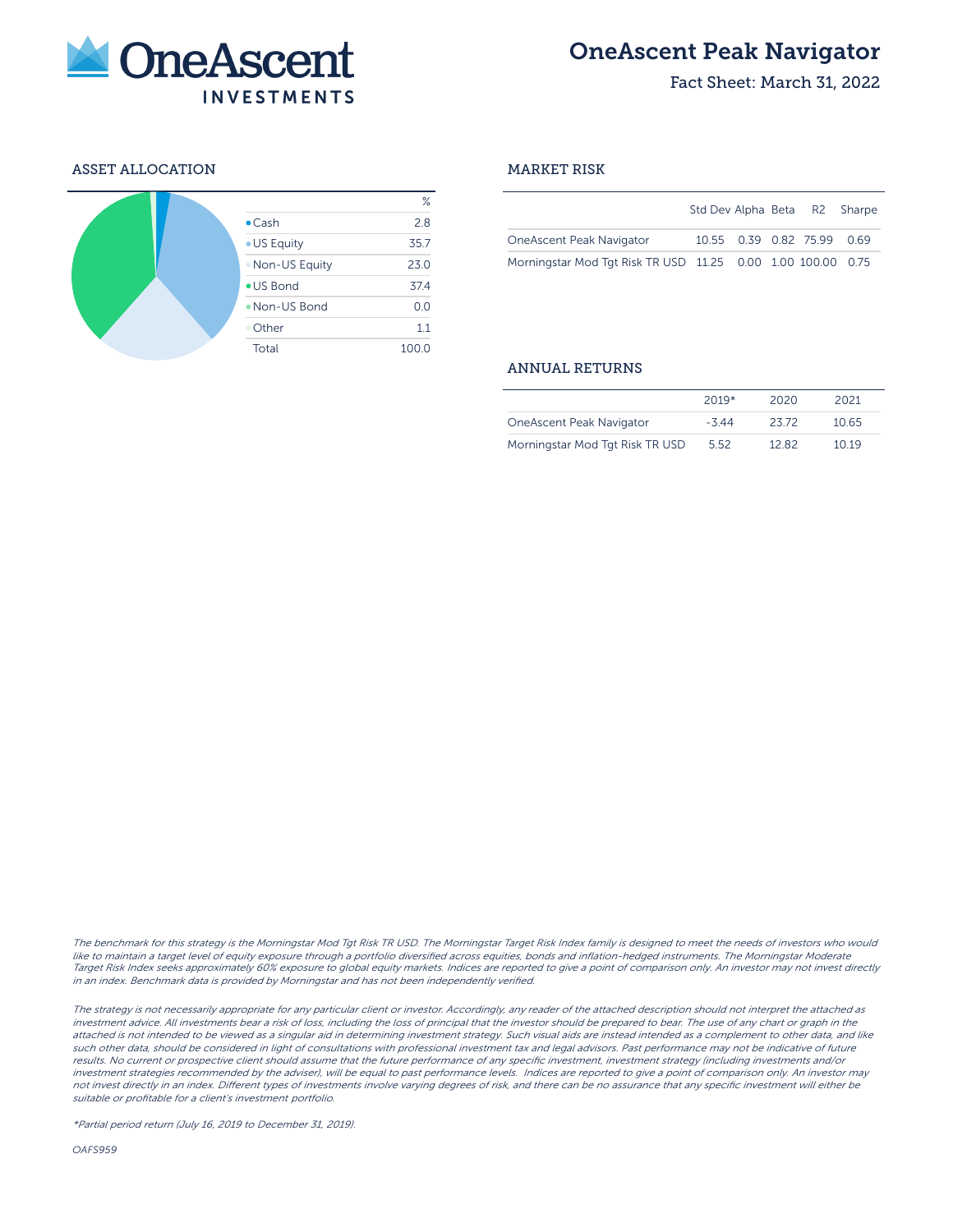# OneAscent Peak Navigator

Fact Sheet: March 31, 2022

## ASSET ALLOCATION

| | % |
|---|---|
| Cash | 2.8 |
| US Equity | 35.7 |
| Non-US Equity | 23.0 |
| US Bond | 37.4 |
| Non-US Bond | 0.0 |
| Other | 1.1 |
| Total | 100.0 |

## MARKET RISK

| | Std Dev | Alpha | Beta | R2 | Sharpe |
|---|---|---|---|---|---|
| OneAscent Peak Navigator | 10.55 | 0.39 | 0.82 | 75.99 | 0.69 |
| Morningstar Mod Tgt Risk TR USD | 11.25 | 0.00 | 1.00 | 100.00 | 0.75 |

## ANNUAL RETURNS

| | 2019* | 2020 | 2021 |
|---|---|---|---|
| OneAscent Peak Navigator | -3.44 | 23.72 | 10.65 |
| Morningstar Mod Tgt Risk TR USD | 5.52 | 12.82 | 10.19 |

*The benchmark for this strategy is the Morningstar Mod Tgt Risk TR USD. The Morningstar Target Risk Index family is designed to meet the needs of investors who would like to maintain a target level of equity exposure through a portfolio diversified across equities, bonds and inflation-hedged instruments. The Morningstar Moderate Target Risk Index seeks approximately 60% exposure to global equity markets. Indices are reported to give a point of comparison only. An investor may not invest directly in an index. Benchmark data is provided by Morningstar and has not been independently verified.*

*The strategy is not necessarily appropriate for any particular client or investor. Accordingly, any reader of the attached description should not interpret the attached as investment advice. All investments bear a risk of loss, including the loss of principal that the investor should be prepared to bear. The use of any chart or graph in the attached is not intended to be viewed as a singular aid in determining investment strategy. Such visual aids are instead intended as a complement to other data, and like such other data, should be considered in light of consultations with professional investment tax and legal advisors. Past performance may not be indicative of future results. No current or prospective client should assume that the future performance of any specific investment, investment strategy (including investments and/or investment strategies recommended by the adviser), will be equal to past performance levels. Indices are reported to give a point of comparison only. An investor may not invest directly in an index. Different types of investments involve varying degrees of risk, and there can be no assurance that any specific investment will either be suitable or profitable for a client's investment portfolio.*

*\*Partial period return (July 16, 2019 to December 31, 2019).*

*OAFS959*